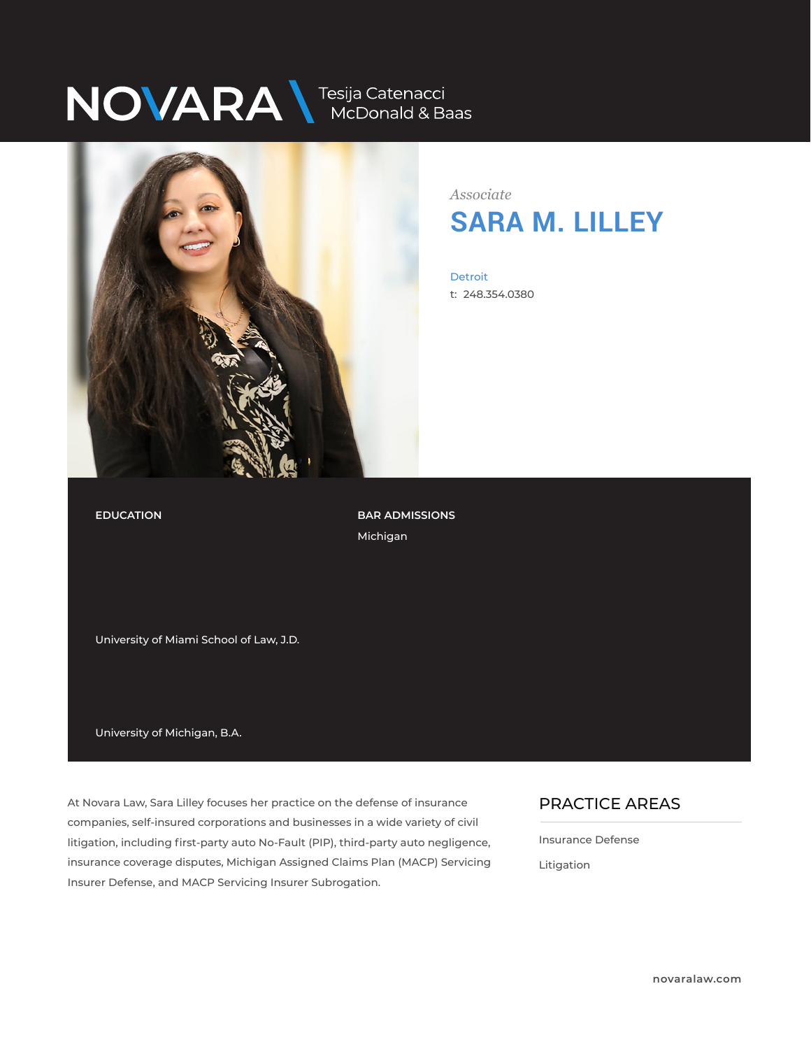NOVARA Tesija Catenacci McDonald & Baas

*Associate*

# SARA M. LILLEY

Detroit

t: 248.354.0380

**EDUCATION**

University of Miami School of Law, J.D.

University of Michigan, B.A.

**BAR ADMISSIONS**

Michigan

At Novara Law, Sara Lilley focuses her practice on the defense of insurance companies, self-insured corporations and businesses in a wide variety of civil litigation, including first-party auto No-Fault (PIP), third-party auto negligence, insurance coverage disputes, Michigan Assigned Claims Plan (MACP) Servicing Insurer Defense, and MACP Servicing Insurer Subrogation.

## PRACTICE AREAS

Insurance Defense

Litigation

novaralaw.com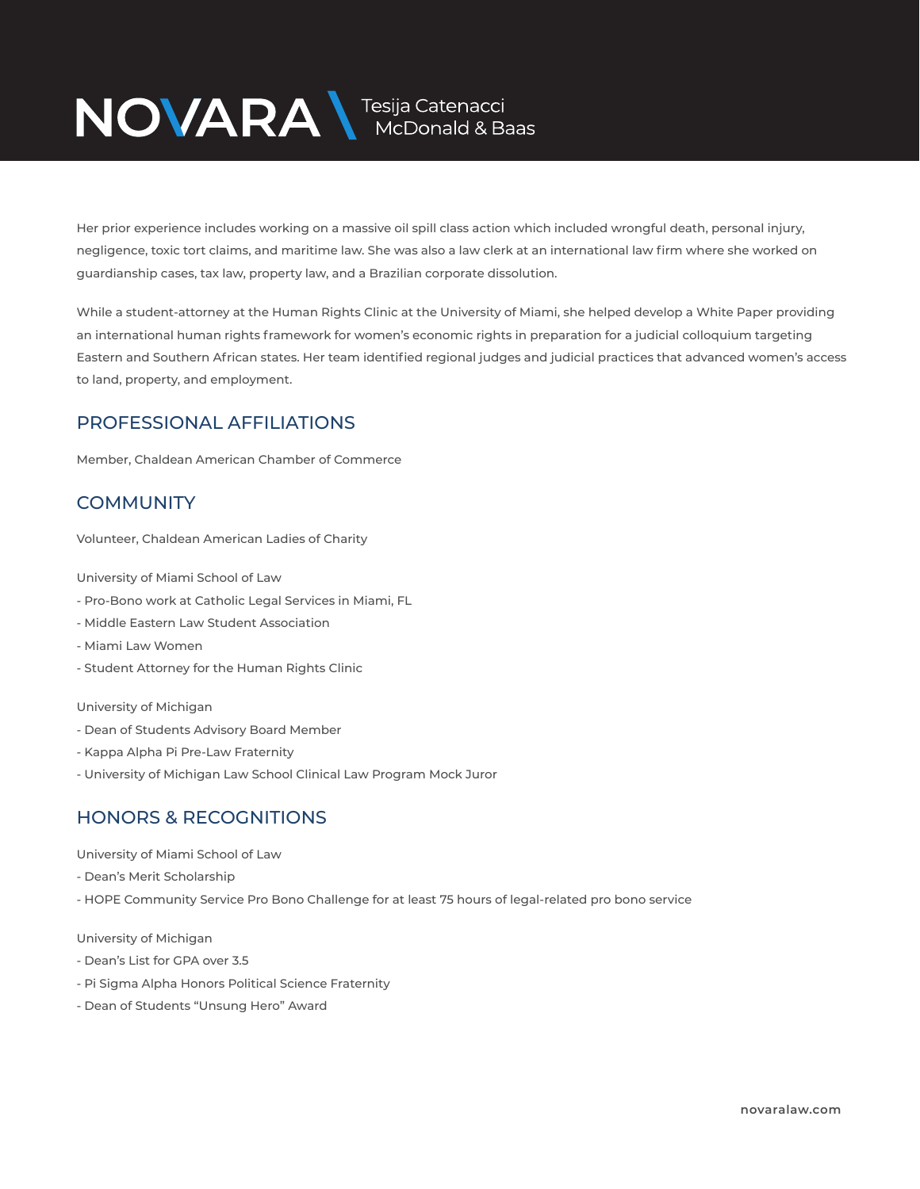Her prior experience includes working on a massive oil spill class action which included wrongful death, personal injury, negligence, toxic tort claims, and maritime law. She was also a law clerk at an international law firm where she worked on guardianship cases, tax law, property law, and a Brazilian corporate dissolution.

While a student-attorney at the Human Rights Clinic at the University of Miami, she helped develop a White Paper providing an international human rights framework for women's economic rights in preparation for a judicial colloquium targeting Eastern and Southern African states. Her team identified regional judges and judicial practices that advanced women's access to land, property, and employment.

## PROFESSIONAL AFFILIATIONS

Member, Chaldean American Chamber of Commerce

## COMMUNITY

Volunteer, Chaldean American Ladies of Charity

University of Miami School of Law
- Pro-Bono work at Catholic Legal Services in Miami, FL
- Middle Eastern Law Student Association
- Miami Law Women
- Student Attorney for the Human Rights Clinic

University of Michigan
- Dean of Students Advisory Board Member
- Kappa Alpha Pi Pre-Law Fraternity
- University of Michigan Law School Clinical Law Program Mock Juror

## HONORS & RECOGNITIONS

University of Miami School of Law
- Dean's Merit Scholarship
- HOPE Community Service Pro Bono Challenge for at least 75 hours of legal-related pro bono service

University of Michigan
- Dean's List for GPA over 3.5
- Pi Sigma Alpha Honors Political Science Fraternity
- Dean of Students "Unsung Hero" Award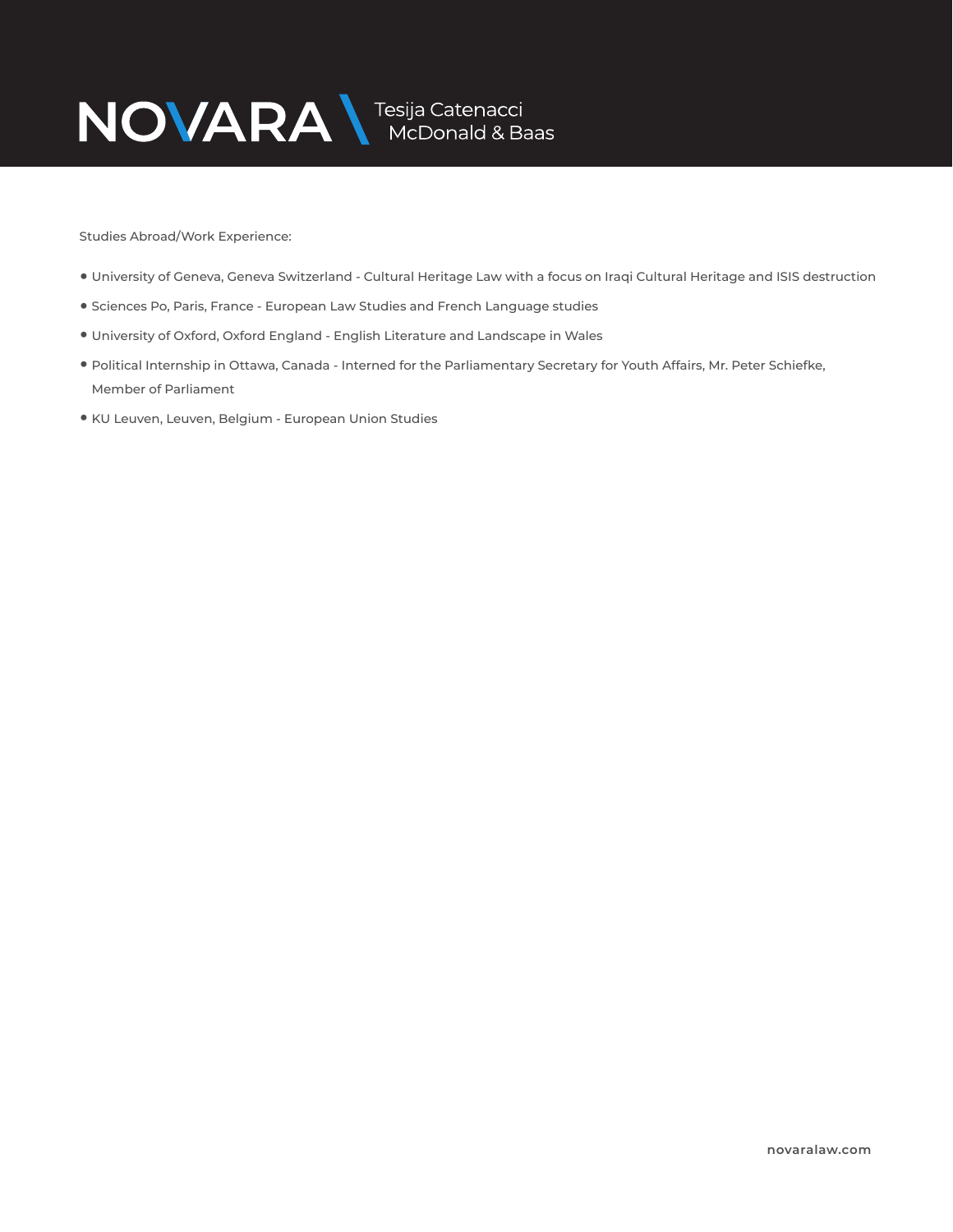Studies Abroad/Work Experience:

- University of Geneva, Geneva Switzerland - Cultural Heritage Law with a focus on Iraqi Cultural Heritage and ISIS destruction
- Sciences Po, Paris, France - European Law Studies and French Language studies
- University of Oxford, Oxford England - English Literature and Landscape in Wales
- Political Internship in Ottawa, Canada - Interned for the Parliamentary Secretary for Youth Affairs, Mr. Peter Schiefke, Member of Parliament
- KU Leuven, Leuven, Belgium - European Union Studies